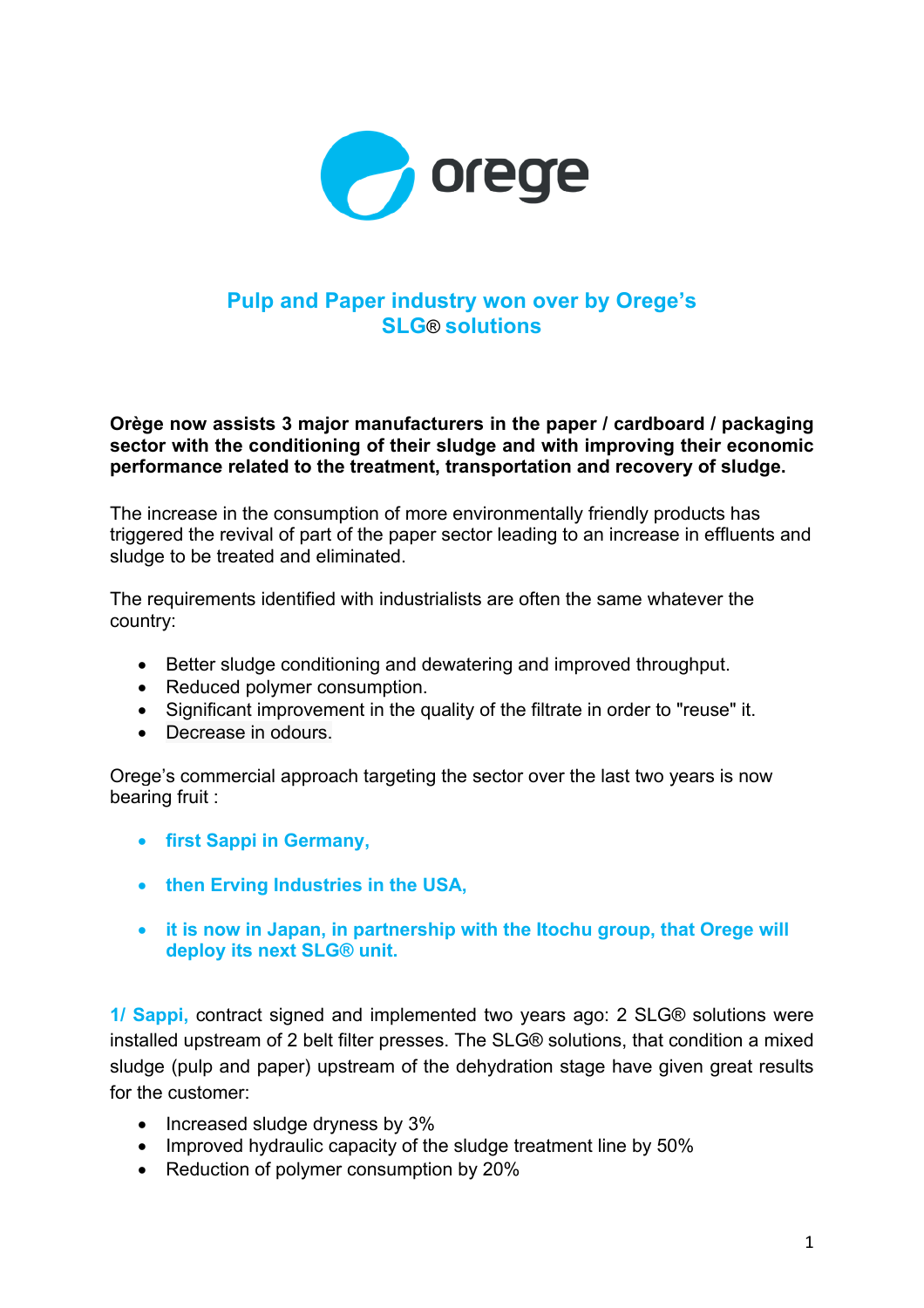# Pulp and Paper industry won over by Orege's SLG® solutions

**Orège now assists 3 major manufacturers in the paper / cardboard / packaging sector with the conditioning of their sludge and with improving their economic performance related to the treatment, transportation and recovery of sludge.**

The increase in the consumption of more environmentally friendly products has triggered the revival of part of the paper sector leading to an increase in effluents and sludge to be treated and eliminated.

The requirements identified with industrialists are often the same whatever the country:

- Better sludge conditioning and dewatering and improved throughput.
- Reduced polymer consumption.
- Significant improvement in the quality of the filtrate in order to "reuse" it.
- Decrease in odours.

Orege's commercial approach targeting the sector over the last two years is now bearing fruit :

- **first Sappi in Germany,**
- **then Erving Industries in the USA,**
- **it is now in Japan, in partnership with the Itochu group, that Orege will deploy its next SLG® unit.**

**1/ Sappi,** contract signed and implemented two years ago: 2 SLG® solutions were installed upstream of 2 belt filter presses. The SLG® solutions, that condition a mixed sludge (pulp and paper) upstream of the dehydration stage have given great results for the customer:

- Increased sludge dryness by 3%
- Improved hydraulic capacity of the sludge treatment line by 50%
- Reduction of polymer consumption by 20%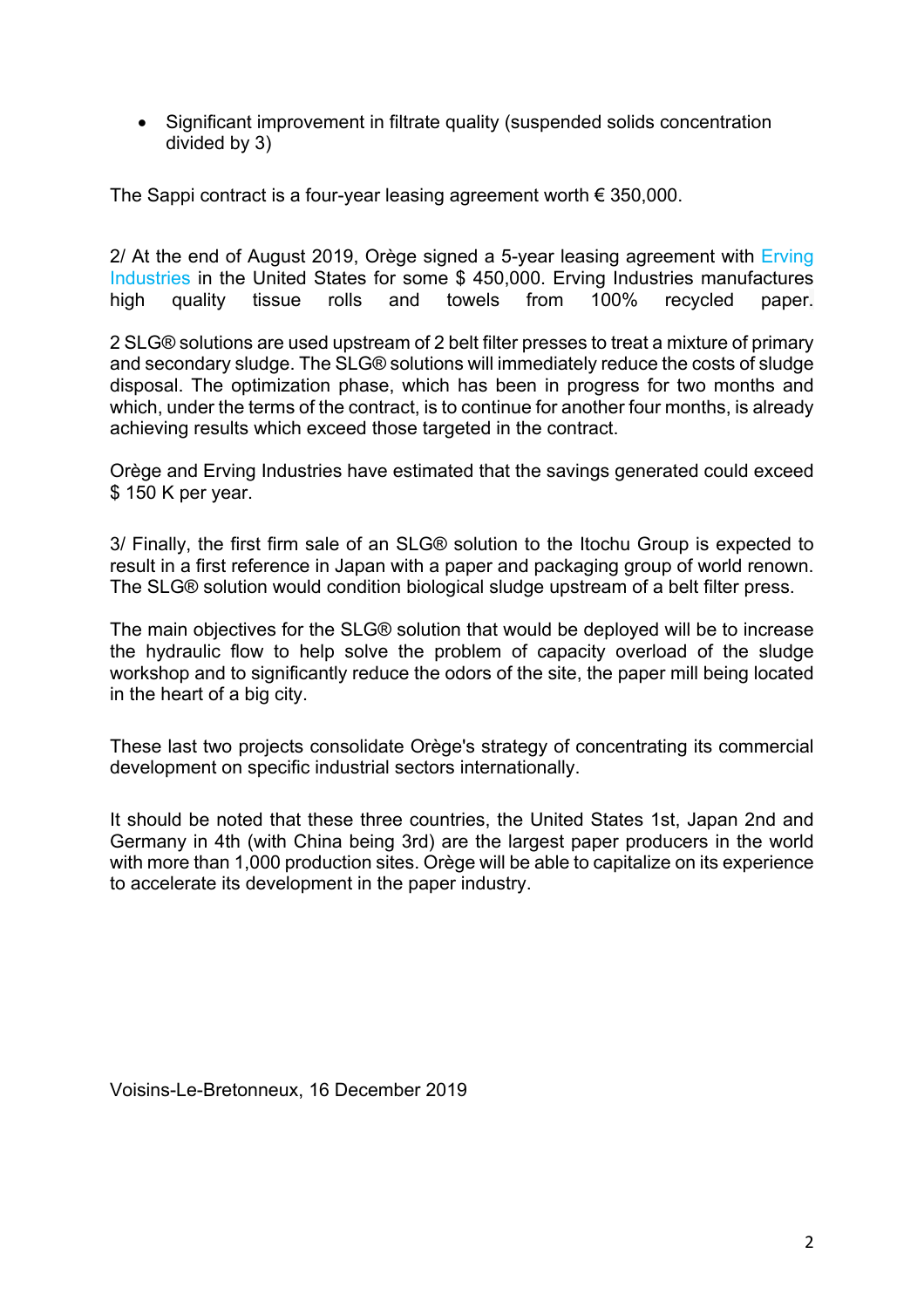- Significant improvement in filtrate quality (suspended solids concentration divided by 3)

The Sappi contract is a four-year leasing agreement worth € 350,000.

2/ At the end of August 2019, Orège signed a 5-year leasing agreement with Erving Industries in the United States for some $ 450,000. Erving Industries manufactures high quality tissue rolls and towels from 100% recycled paper.

2 SLG® solutions are used upstream of 2 belt filter presses to treat a mixture of primary and secondary sludge. The SLG® solutions will immediately reduce the costs of sludge disposal. The optimization phase, which has been in progress for two months and which, under the terms of the contract, is to continue for another four months, is already achieving results which exceed those targeted in the contract.

Orège and Erving Industries have estimated that the savings generated could exceed $ 150 K per year.

3/ Finally, the first firm sale of an SLG® solution to the Itochu Group is expected to result in a first reference in Japan with a paper and packaging group of world renown. The SLG® solution would condition biological sludge upstream of a belt filter press.

The main objectives for the SLG® solution that would be deployed will be to increase the hydraulic flow to help solve the problem of capacity overload of the sludge workshop and to significantly reduce the odors of the site, the paper mill being located in the heart of a big city.

These last two projects consolidate Orège's strategy of concentrating its commercial development on specific industrial sectors internationally.

It should be noted that these three countries, the United States 1st, Japan 2nd and Germany in 4th (with China being 3rd) are the largest paper producers in the world with more than 1,000 production sites. Orège will be able to capitalize on its experience to accelerate its development in the paper industry.

Voisins-Le-Bretonneux, 16 December 2019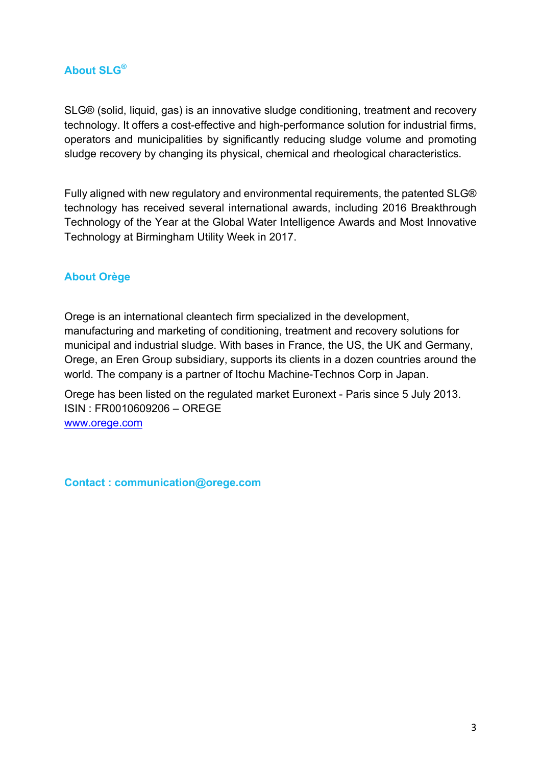## About SLG®

SLG® (solid, liquid, gas) is an innovative sludge conditioning, treatment and recovery technology. It offers a cost-effective and high-performance solution for industrial firms, operators and municipalities by significantly reducing sludge volume and promoting sludge recovery by changing its physical, chemical and rheological characteristics.

Fully aligned with new regulatory and environmental requirements, the patented SLG® technology has received several international awards, including 2016 Breakthrough Technology of the Year at the Global Water Intelligence Awards and Most Innovative Technology at Birmingham Utility Week in 2017.

## About Orège

Orege is an international cleantech firm specialized in the development, manufacturing and marketing of conditioning, treatment and recovery solutions for municipal and industrial sludge. With bases in France, the US, the UK and Germany, Orege, an Eren Group subsidiary, supports its clients in a dozen countries around the world. The company is a partner of Itochu Machine-Technos Corp in Japan.

Orege has been listed on the regulated market Euronext - Paris since 5 July 2013.
ISIN : FR0010609206 – OREGE
www.orege.com

**Contact : communication@orege.com**